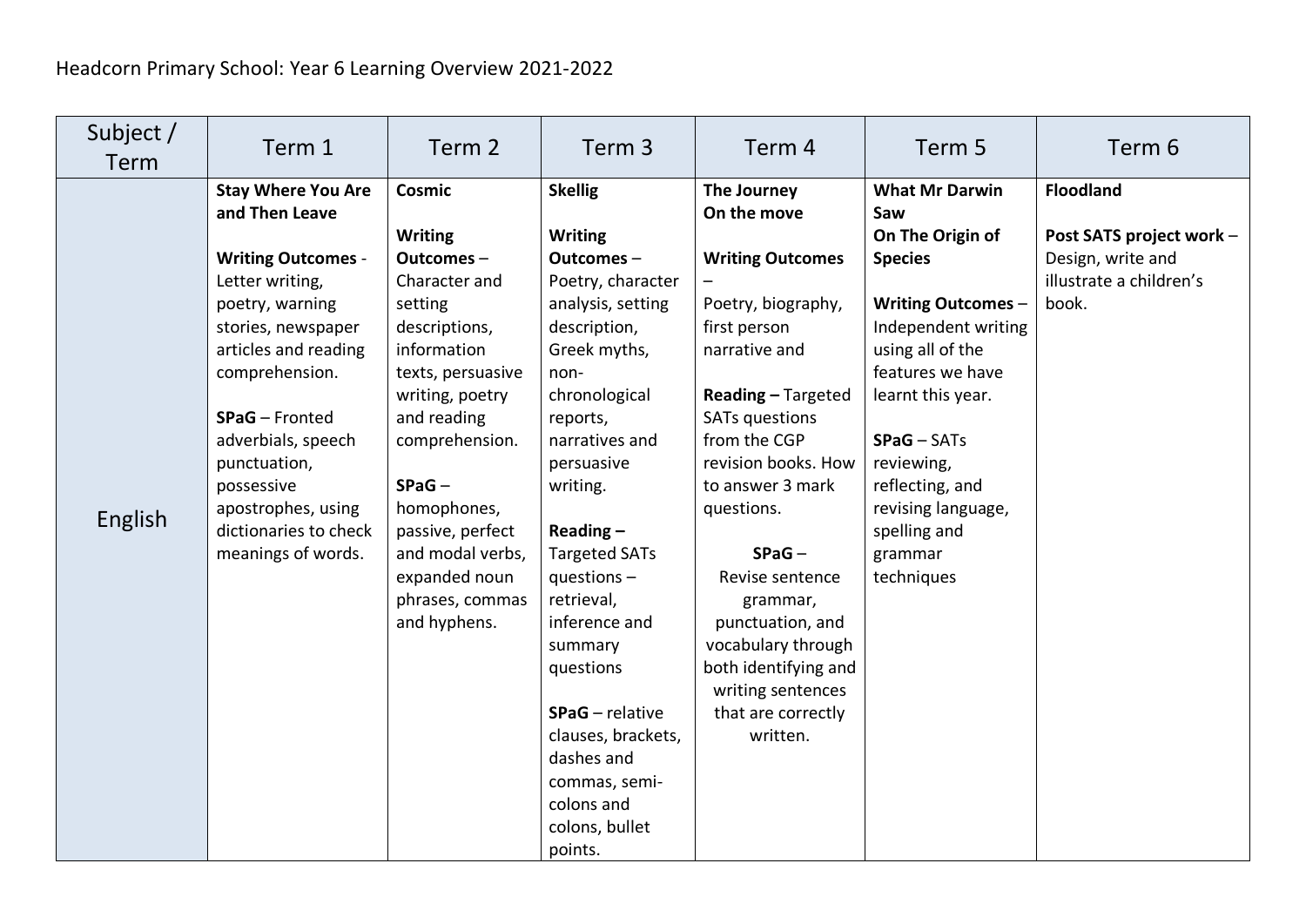Headcorn Primary School: Year 6 Learning Overview 2021-2022

| Subject / Term | Term 1 | Term 2 | Term 3 | Term 4 | Term 5 | Term 6 |
|---|---|---|---|---|---|---|
| English | **Stay Where You Are and Then Leave**<br><br>**Writing Outcomes** - Letter writing, poetry, warning stories, newspaper articles and reading comprehension.<br><br>**SPaG** – Fronted adverbials, speech punctuation, possessive apostrophes, using dictionaries to check meanings of words. | **Cosmic**<br><br>**Writing Outcomes** – Character and setting descriptions, information texts, persuasive writing, poetry and reading comprehension.<br><br>**SPaG** – homophones, passive, perfect and modal verbs, expanded noun phrases, commas and hyphens. | **Skellig**<br><br>**Writing Outcomes** – Poetry, character analysis, setting description, Greek myths, non-chronological reports, narratives and persuasive writing.<br><br>**Reading –** Targeted SATs questions – retrieval, inference and summary questions<br><br>**SPaG** – relative clauses, brackets, dashes and commas, semi-colons and colons, bullet points. | **The Journey**<br>**On the move**<br><br>**Writing Outcomes** –<br>Poetry, biography, first person narrative and<br><br>**Reading –** Targeted SATs questions from the CGP revision books. How to answer 3 mark questions.<br><br>**SPaG** –<br>Revise sentence grammar, punctuation, and vocabulary through both identifying and writing sentences that are correctly written. | **What Mr Darwin Saw**<br>**On The Origin of Species**<br><br>**Writing Outcomes** – Independent writing using all of the features we have learnt this year.<br><br>**SPaG** – SATs reviewing, reflecting, and revising language, spelling and grammar techniques | **Floodland**<br><br>**Post SATS project work** – Design, write and illustrate a children's book. |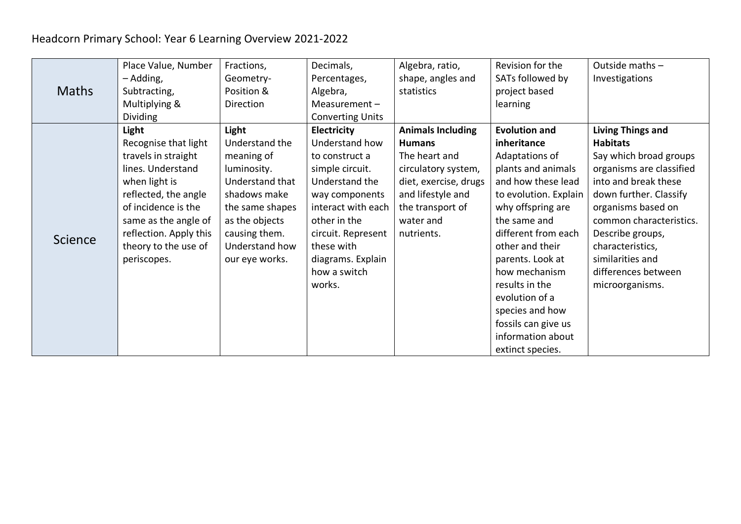Headcorn Primary School: Year 6 Learning Overview 2021-2022

| | | | | | | |
|---|---|---|---|---|---|---|
| Maths | Place Value, Number – Adding, Subtracting, Multiplying & Dividing | Fractions, Geometry- Position & Direction | Decimals, Percentages, Algebra, Measurement – Converting Units | Algebra, ratio, shape, angles and statistics | Revision for the SATs followed by project based learning | Outside maths – Investigations |
| Science | **Light** Recognise that light travels in straight lines. Understand when light is reflected, the angle of incidence is the same as the angle of reflection. Apply this theory to the use of periscopes. | **Light** Understand the meaning of luminosity. Understand that shadows make the same shapes as the objects causing them. Understand how our eye works. | **Electricity** Understand how to construct a simple circuit. Understand the way components interact with each other in the circuit. Represent these with diagrams. Explain how a switch works. | **Animals Including Humans** The heart and circulatory system, diet, exercise, drugs and lifestyle and the transport of water and nutrients. | **Evolution and inheritance** Adaptations of plants and animals and how these lead to evolution. Explain why offspring are the same and different from each other and their parents. Look at how mechanism results in the evolution of a species and how fossils can give us information about extinct species. | **Living Things and Habitats** Say which broad groups organisms are classified into and break these down further. Classify organisms based on common characteristics. Describe groups, characteristics, similarities and differences between microorganisms. |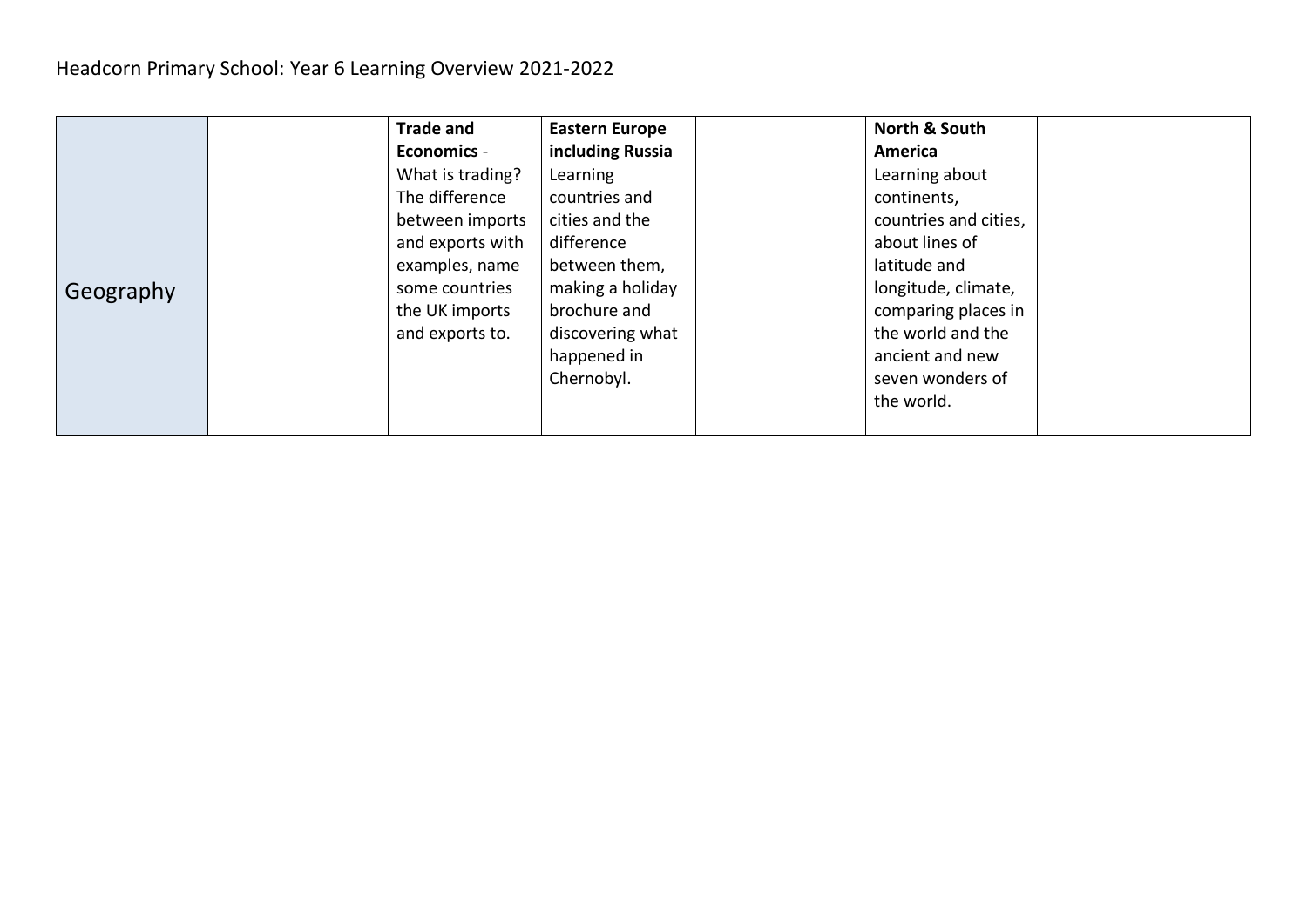| Geography | | **Trade and Economics** - What is trading? The difference between imports and exports with examples, name some countries the UK imports and exports to. | **Eastern Europe including Russia** Learning countries and cities and the difference between them, making a holiday brochure and discovering what happened in Chernobyl. | | **North & South America** Learning about continents, countries and cities, about lines of latitude and longitude, climate, comparing places in the world and the ancient and new seven wonders of the world. | |
|---|---|---|---|---|---|---|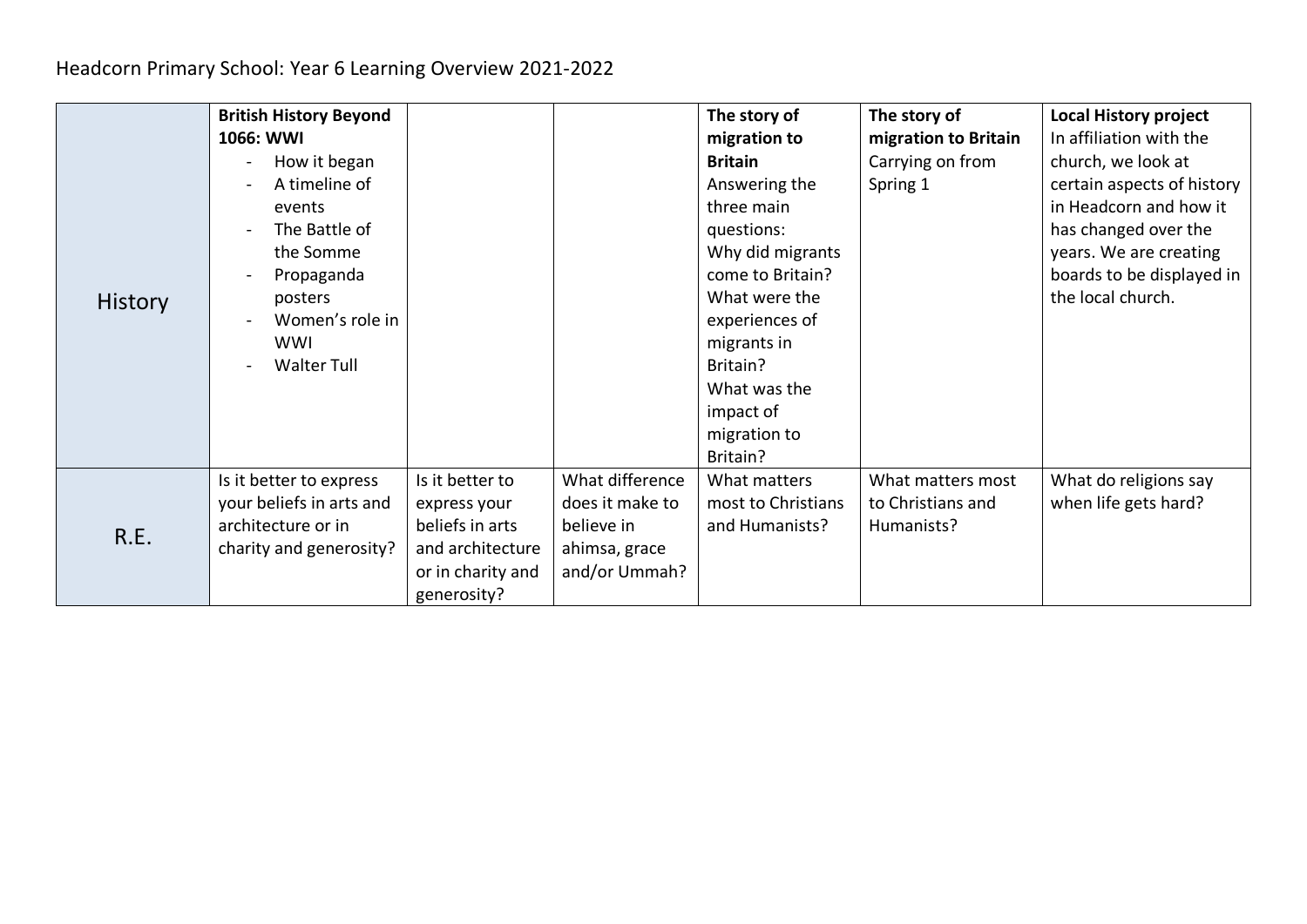Headcorn Primary School: Year 6 Learning Overview 2021-2022

| | | | | | | |
|---|---|---|---|---|---|---|
| History | **British History Beyond 1066: WWI**<br>- How it began<br>- A timeline of events<br>- The Battle of the Somme<br>- Propaganda posters<br>- Women's role in WWI<br>- Walter Tull | | | **The story of migration to Britain**<br>Answering the three main questions:<br>Why did migrants come to Britain?<br>What were the experiences of migrants in Britain?<br>What was the impact of migration to Britain? | **The story of migration to Britain**<br>Carrying on from Spring 1 | **Local History project**<br>In affiliation with the church, we look at certain aspects of history in Headcorn and how it has changed over the years. We are creating boards to be displayed in the local church. |
| R.E. | Is it better to express your beliefs in arts and architecture or in charity and generosity? | Is it better to express your beliefs in arts and architecture or in charity and generosity? | What difference does it make to believe in ahimsa, grace and/or Ummah? | What matters most to Christians and Humanists? | What matters most to Christians and Humanists? | What do religions say when life gets hard? |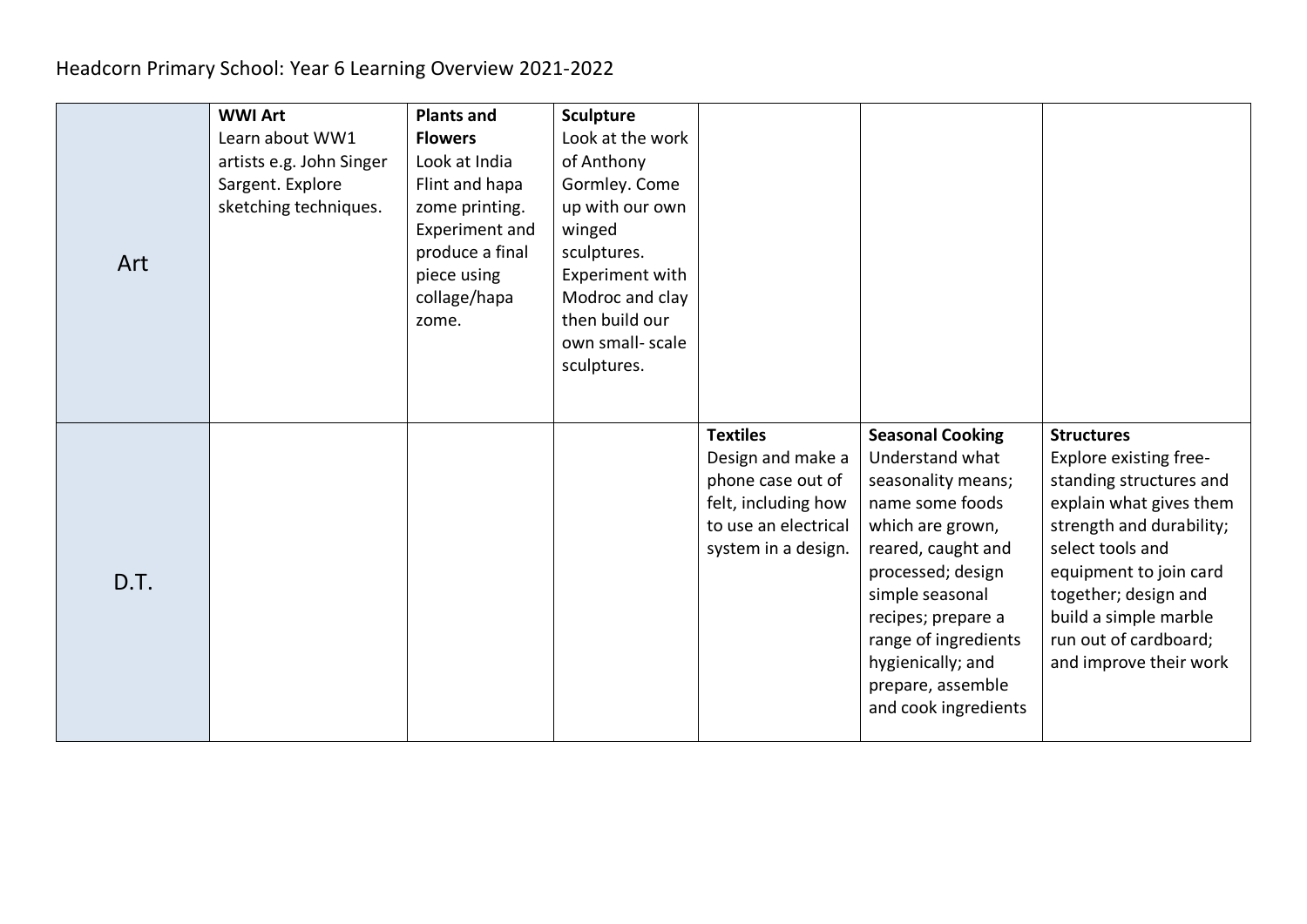Headcorn Primary School: Year 6 Learning Overview 2021-2022

| | | | | | | |
|---|---|---|---|---|---|---|
| Art | **WWI Art** Learn about WW1 artists e.g. John Singer Sargent. Explore sketching techniques. | **Plants and Flowers** Look at India Flint and hapa zome printing. Experiment and produce a final piece using collage/hapa zome. | **Sculpture** Look at the work of Anthony Gormley. Come up with our own winged sculptures. Experiment with Modroc and clay then build our own small- scale sculptures. | | | |
| D.T. | | | | **Textiles** Design and make a phone case out of felt, including how to use an electrical system in a design. | **Seasonal Cooking** Understand what seasonality means; name some foods which are grown, reared, caught and processed; design simple seasonal recipes; prepare a range of ingredients hygienically; and prepare, assemble and cook ingredients | **Structures** Explore existing free-standing structures and explain what gives them strength and durability; select tools and equipment to join card together; design and build a simple marble run out of cardboard; and improve their work |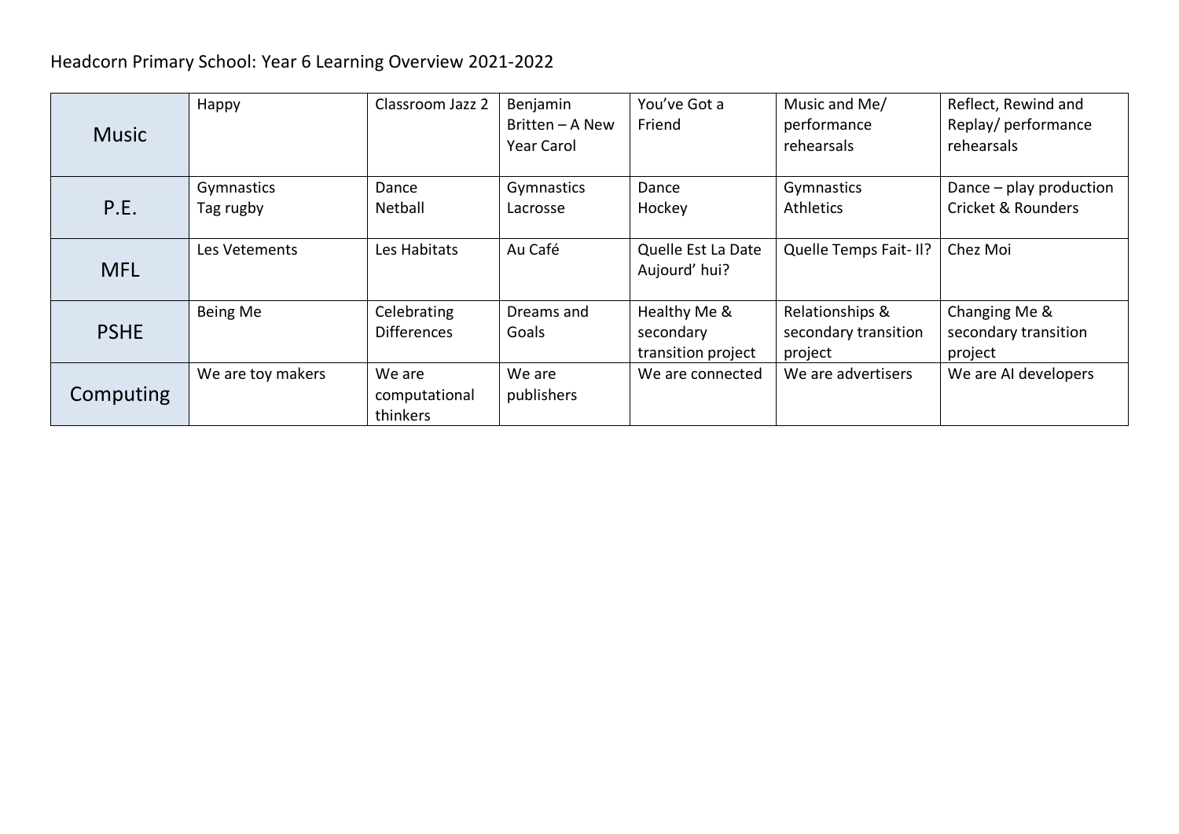Headcorn Primary School: Year 6 Learning Overview 2021-2022

| | | | | | | |
|---|---|---|---|---|---|---|
| Music | Happy | Classroom Jazz 2 | Benjamin Britten – A New Year Carol | You've Got a Friend | Music and Me/ performance rehearsals | Reflect, Rewind and Replay/ performance rehearsals |
| P.E. | Gymnastics<br>Tag rugby | Dance<br>Netball | Gymnastics<br>Lacrosse | Dance<br>Hockey | Gymnastics<br>Athletics | Dance – play production<br>Cricket & Rounders |
| MFL | Les Vetements | Les Habitats | Au Café | Quelle Est La Date Aujourd' hui? | Quelle Temps Fait- Il? | Chez Moi |
| PSHE | Being Me | Celebrating Differences | Dreams and Goals | Healthy Me & secondary transition project | Relationships & secondary transition project | Changing Me & secondary transition project |
| Computing | We are toy makers | We are computational thinkers | We are publishers | We are connected | We are advertisers | We are AI developers |